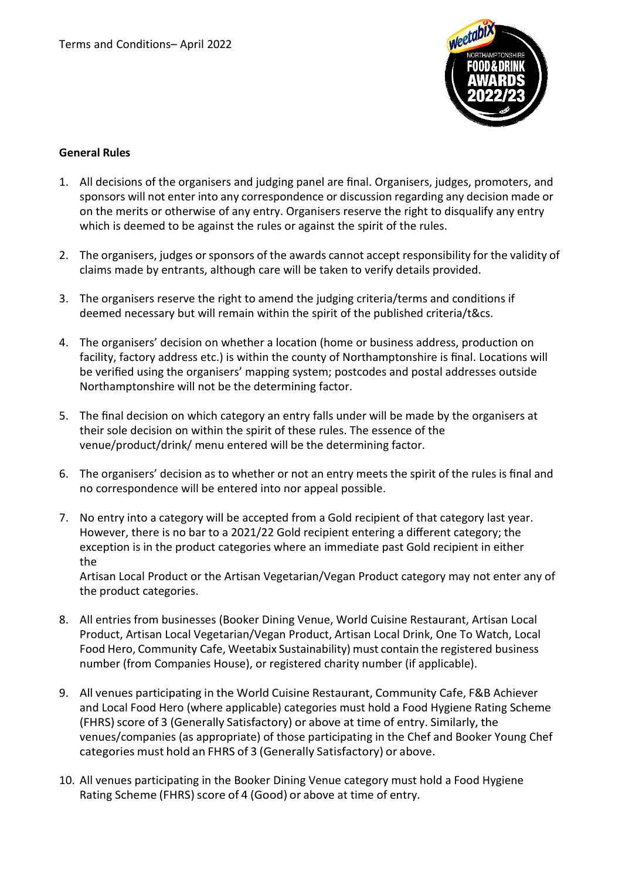Terms and Conditions– April 2022

## General Rules

1. All decisions of the organisers and judging panel are final. Organisers, judges, promoters, and sponsors will not enter into any correspondence or discussion regarding any decision made or on the merits or otherwise of any entry. Organisers reserve the right to disqualify any entry which is deemed to be against the rules or against the spirit of the rules.

2. The organisers, judges or sponsors of the awards cannot accept responsibility for the validity of claims made by entrants, although care will be taken to verify details provided.

3. The organisers reserve the right to amend the judging criteria/terms and conditions if deemed necessary but will remain within the spirit of the published criteria/t&cs.

4. The organisers' decision on whether a location (home or business address, production on facility, factory address etc.) is within the county of Northamptonshire is final. Locations will be verified using the organisers' mapping system; postcodes and postal addresses outside Northamptonshire will not be the determining factor.

5. The final decision on which category an entry falls under will be made by the organisers at their sole decision on within the spirit of these rules. The essence of the venue/product/drink/ menu entered will be the determining factor.

6. The organisers' decision as to whether or not an entry meets the spirit of the rules is final and no correspondence will be entered into nor appeal possible.

7. No entry into a category will be accepted from a Gold recipient of that category last year. However, there is no bar to a 2021/22 Gold recipient entering a different category; the exception is in the product categories where an immediate past Gold recipient in either the
   Artisan Local Product or the Artisan Vegetarian/Vegan Product category may not enter any of the product categories.

8. All entries from businesses (Booker Dining Venue, World Cuisine Restaurant, Artisan Local Product, Artisan Local Vegetarian/Vegan Product, Artisan Local Drink, One To Watch, Local Food Hero, Community Cafe, Weetabix Sustainability) must contain the registered business number (from Companies House), or registered charity number (if applicable).

9. All venues participating in the World Cuisine Restaurant, Community Cafe, F&B Achiever and Local Food Hero (where applicable) categories must hold a Food Hygiene Rating Scheme (FHRS) score of 3 (Generally Satisfactory) or above at time of entry. Similarly, the venues/companies (as appropriate) of those participating in the Chef and Booker Young Chef categories must hold an FHRS of 3 (Generally Satisfactory) or above.

10. All venues participating in the Booker Dining Venue category must hold a Food Hygiene Rating Scheme (FHRS) score of 4 (Good) or above at time of entry.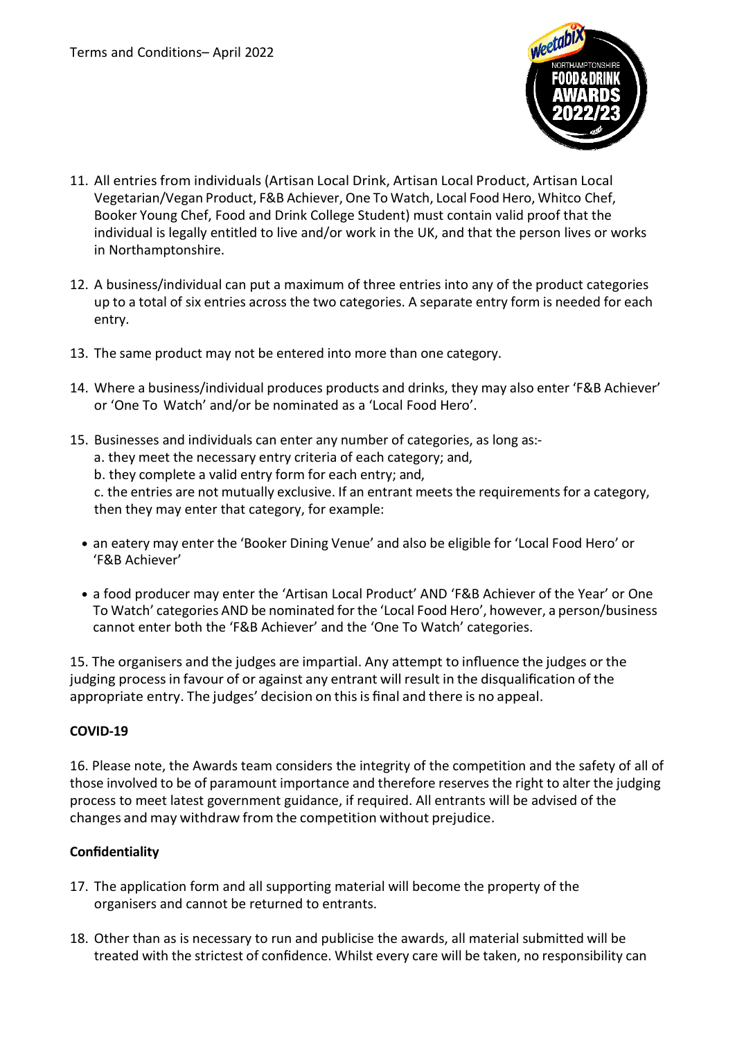11. All entries from individuals (Artisan Local Drink, Artisan Local Product, Artisan Local Vegetarian/Vegan Product, F&B Achiever, One To Watch, Local Food Hero, Whitco Chef, Booker Young Chef, Food and Drink College Student) must contain valid proof that the individual is legally entitled to live and/or work in the UK, and that the person lives or works in Northamptonshire.

12. A business/individual can put a maximum of three entries into any of the product categories up to a total of six entries across the two categories. A separate entry form is needed for each entry.

13. The same product may not be entered into more than one category.

14. Where a business/individual produces products and drinks, they may also enter 'F&B Achiever' or 'One To Watch' and/or be nominated as a 'Local Food Hero'.

15. Businesses and individuals can enter any number of categories, as long as:-
    a. they meet the necessary entry criteria of each category; and,
    b. they complete a valid entry form for each entry; and,
    c. the entries are not mutually exclusive. If an entrant meets the requirements for a category, then they may enter that category, for example:

    - an eatery may enter the 'Booker Dining Venue' and also be eligible for 'Local Food Hero' or 'F&B Achiever'
    - a food producer may enter the 'Artisan Local Product' AND 'F&B Achiever of the Year' or One To Watch' categories AND be nominated for the 'Local Food Hero', however, a person/business cannot enter both the 'F&B Achiever' and the 'One To Watch' categories.

15. The organisers and the judges are impartial. Any attempt to influence the judges or the judging process in favour of or against any entrant will result in the disqualification of the appropriate entry. The judges' decision on this is final and there is no appeal.

**COVID-19**

16. Please note, the Awards team considers the integrity of the competition and the safety of all of those involved to be of paramount importance and therefore reserves the right to alter the judging process to meet latest government guidance, if required. All entrants will be advised of the changes and may withdraw from the competition without prejudice.

**Confidentiality**

17. The application form and all supporting material will become the property of the organisers and cannot be returned to entrants.

18. Other than as is necessary to run and publicise the awards, all material submitted will be treated with the strictest of confidence. Whilst every care will be taken, no responsibility can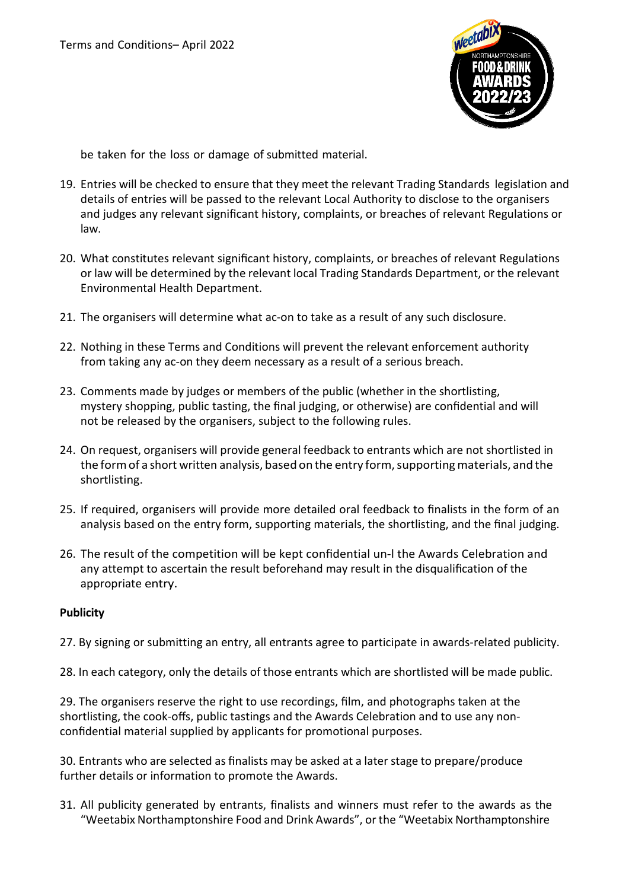be taken for the loss or damage of submitted material.

19. Entries will be checked to ensure that they meet the relevant Trading Standards legislation and details of entries will be passed to the relevant Local Authority to disclose to the organisers and judges any relevant significant history, complaints, or breaches of relevant Regulations or law.

20. What constitutes relevant significant history, complaints, or breaches of relevant Regulations or law will be determined by the relevant local Trading Standards Department, or the relevant Environmental Health Department.

21. The organisers will determine what ac-on to take as a result of any such disclosure.

22. Nothing in these Terms and Conditions will prevent the relevant enforcement authority from taking any ac-on they deem necessary as a result of a serious breach.

23. Comments made by judges or members of the public (whether in the shortlisting, mystery shopping, public tasting, the final judging, or otherwise) are confidential and will not be released by the organisers, subject to the following rules.

24. On request, organisers will provide general feedback to entrants which are not shortlisted in the form of a short written analysis, based on the entry form, supporting materials, and the shortlisting.

25. If required, organisers will provide more detailed oral feedback to finalists in the form of an analysis based on the entry form, supporting materials, the shortlisting, and the final judging.

26. The result of the competition will be kept confidential un-l the Awards Celebration and any attempt to ascertain the result beforehand may result in the disqualification of the appropriate entry.

**Publicity**

27. By signing or submitting an entry, all entrants agree to participate in awards-related publicity.

28. In each category, only the details of those entrants which are shortlisted will be made public.

29. The organisers reserve the right to use recordings, film, and photographs taken at the shortlisting, the cook-offs, public tastings and the Awards Celebration and to use any non-confidential material supplied by applicants for promotional purposes.

30. Entrants who are selected as finalists may be asked at a later stage to prepare/produce further details or information to promote the Awards.

31. All publicity generated by entrants, finalists and winners must refer to the awards as the "Weetabix Northamptonshire Food and Drink Awards", or the "Weetabix Northamptonshire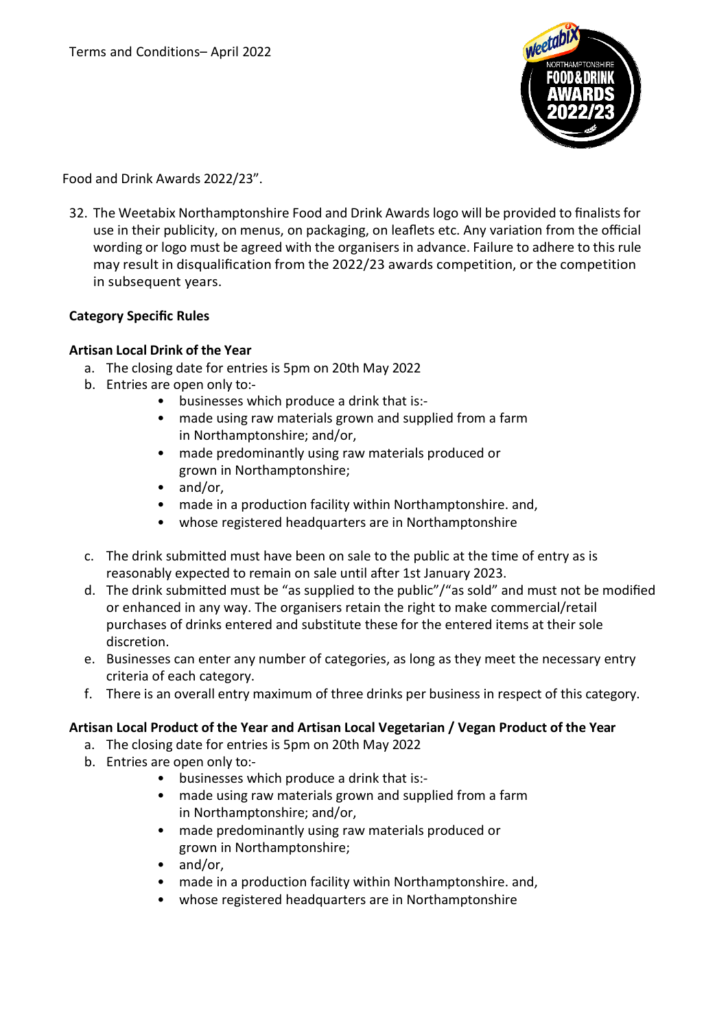Food and Drink Awards 2022/23".

32. The Weetabix Northamptonshire Food and Drink Awards logo will be provided to finalists for use in their publicity, on menus, on packaging, on leaflets etc. Any variation from the official wording or logo must be agreed with the organisers in advance. Failure to adhere to this rule may result in disqualification from the 2022/23 awards competition, or the competition in subsequent years.

**Category Specific Rules**

**Artisan Local Drink of the Year**

a. The closing date for entries is 5pm on 20th May 2022
b. Entries are open only to:-
    - businesses which produce a drink that is:-
    - made using raw materials grown and supplied from a farm in Northamptonshire; and/or,
    - made predominantly using raw materials produced or grown in Northamptonshire;
    - and/or,
    - made in a production facility within Northamptonshire. and,
    - whose registered headquarters are in Northamptonshire
c. The drink submitted must have been on sale to the public at the time of entry as is reasonably expected to remain on sale until after 1st January 2023.
d. The drink submitted must be "as supplied to the public"/"as sold" and must not be modified or enhanced in any way. The organisers retain the right to make commercial/retail purchases of drinks entered and substitute these for the entered items at their sole discretion.
e. Businesses can enter any number of categories, as long as they meet the necessary entry criteria of each category.
f. There is an overall entry maximum of three drinks per business in respect of this category.

**Artisan Local Product of the Year and Artisan Local Vegetarian / Vegan Product of the Year**

a. The closing date for entries is 5pm on 20th May 2022
b. Entries are open only to:-
    - businesses which produce a drink that is:-
    - made using raw materials grown and supplied from a farm in Northamptonshire; and/or,
    - made predominantly using raw materials produced or grown in Northamptonshire;
    - and/or,
    - made in a production facility within Northamptonshire. and,
    - whose registered headquarters are in Northamptonshire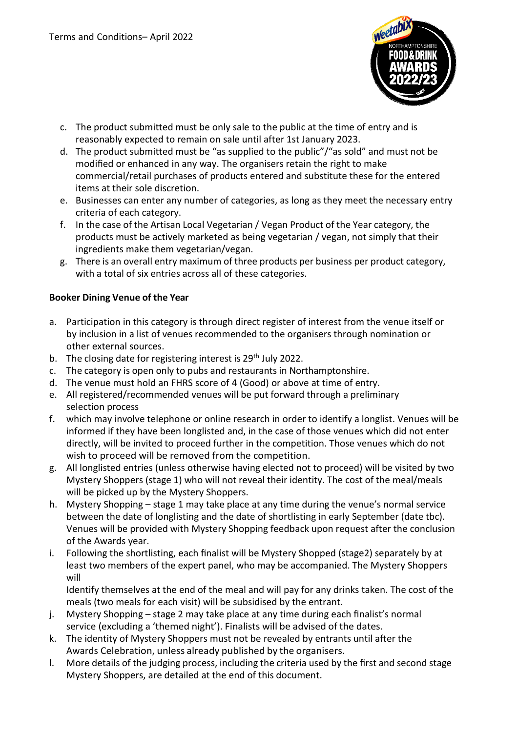Terms and Conditions– April 2022

c. The product submitted must be only sale to the public at the time of entry and is reasonably expected to remain on sale until after 1st January 2023.
d. The product submitted must be "as supplied to the public"/"as sold" and must not be modified or enhanced in any way. The organisers retain the right to make commercial/retail purchases of products entered and substitute these for the entered items at their sole discretion.
e. Businesses can enter any number of categories, as long as they meet the necessary entry criteria of each category.
f. In the case of the Artisan Local Vegetarian / Vegan Product of the Year category, the products must be actively marketed as being vegetarian / vegan, not simply that their ingredients make them vegetarian/vegan.
g. There is an overall entry maximum of three products per business per product category, with a total of six entries across all of these categories.

**Booker Dining Venue of the Year**

a. Participation in this category is through direct register of interest from the venue itself or by inclusion in a list of venues recommended to the organisers through nomination or other external sources.
b. The closing date for registering interest is 29th July 2022.
c. The category is open only to pubs and restaurants in Northamptonshire.
d. The venue must hold an FHRS score of 4 (Good) or above at time of entry.
e. All registered/recommended venues will be put forward through a preliminary selection process
f. which may involve telephone or online research in order to identify a longlist. Venues will be informed if they have been longlisted and, in the case of those venues which did not enter directly, will be invited to proceed further in the competition. Those venues which do not wish to proceed will be removed from the competition.
g. All longlisted entries (unless otherwise having elected not to proceed) will be visited by two Mystery Shoppers (stage 1) who will not reveal their identity. The cost of the meal/meals will be picked up by the Mystery Shoppers.
h. Mystery Shopping – stage 1 may take place at any time during the venue's normal service between the date of longlisting and the date of shortlisting in early September (date tbc). Venues will be provided with Mystery Shopping feedback upon request after the conclusion of the Awards year.
i. Following the shortlisting, each finalist will be Mystery Shopped (stage2) separately by at least two members of the expert panel, who may be accompanied. The Mystery Shoppers will
   Identify themselves at the end of the meal and will pay for any drinks taken. The cost of the meals (two meals for each visit) will be subsidised by the entrant.
j. Mystery Shopping – stage 2 may take place at any time during each finalist's normal service (excluding a 'themed night'). Finalists will be advised of the dates.
k. The identity of Mystery Shoppers must not be revealed by entrants until after the Awards Celebration, unless already published by the organisers.
l. More details of the judging process, including the criteria used by the first and second stage Mystery Shoppers, are detailed at the end of this document.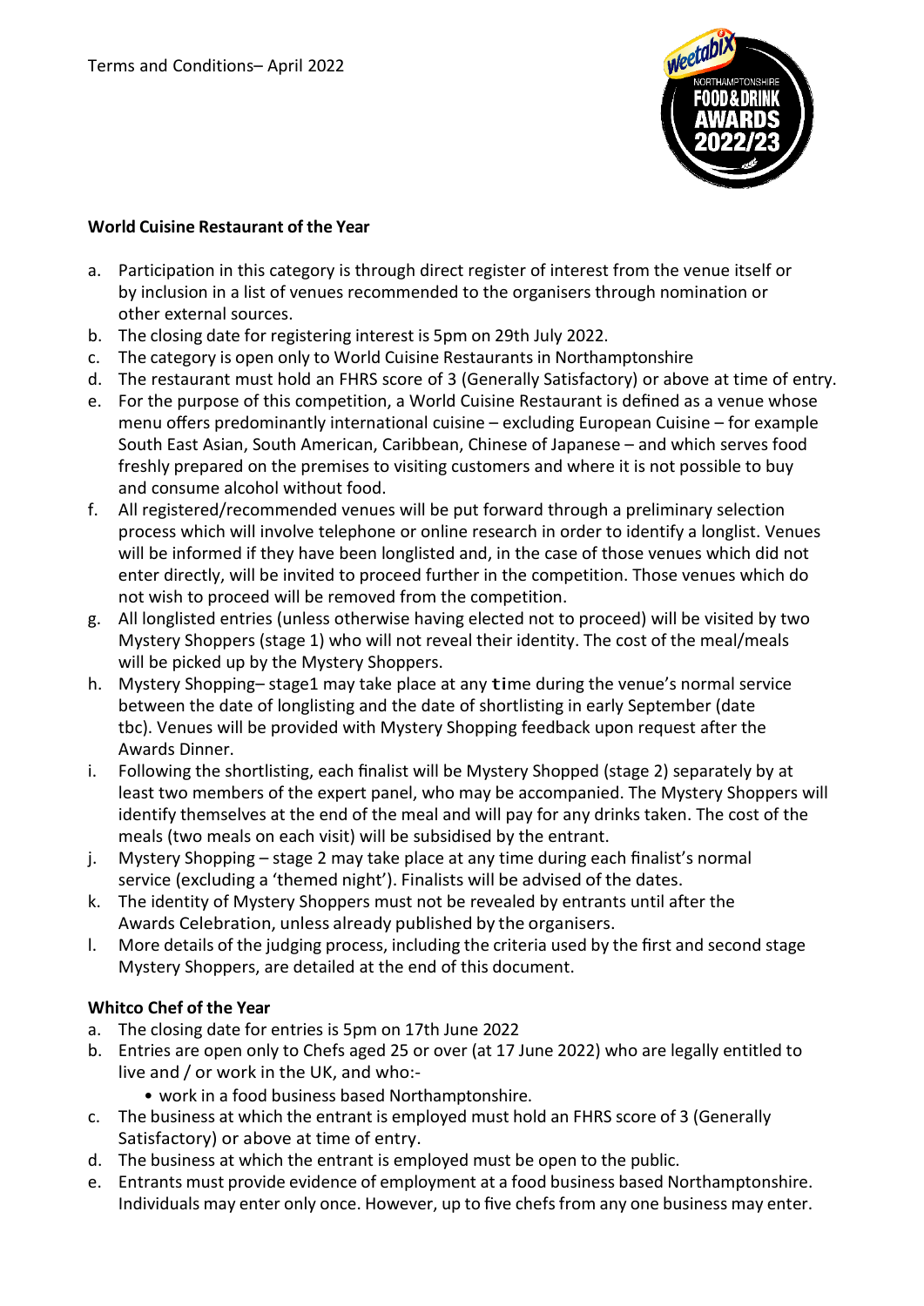Terms and Conditions– April 2022

**World Cuisine Restaurant of the Year**

a. Participation in this category is through direct register of interest from the venue itself or by inclusion in a list of venues recommended to the organisers through nomination or other external sources.
b. The closing date for registering interest is 5pm on 29th July 2022.
c. The category is open only to World Cuisine Restaurants in Northamptonshire
d. The restaurant must hold an FHRS score of 3 (Generally Satisfactory) or above at time of entry.
e. For the purpose of this competition, a World Cuisine Restaurant is defined as a venue whose menu offers predominantly international cuisine – excluding European Cuisine – for example South East Asian, South American, Caribbean, Chinese of Japanese – and which serves food freshly prepared on the premises to visiting customers and where it is not possible to buy and consume alcohol without food.
f. All registered/recommended venues will be put forward through a preliminary selection process which will involve telephone or online research in order to identify a longlist. Venues will be informed if they have been longlisted and, in the case of those venues which did not enter directly, will be invited to proceed further in the competition. Those venues which do not wish to proceed will be removed from the competition.
g. All longlisted entries (unless otherwise having elected not to proceed) will be visited by two Mystery Shoppers (stage 1) who will not reveal their identity. The cost of the meal/meals will be picked up by the Mystery Shoppers.
h. Mystery Shopping– stage1 may take place at any time during the venue's normal service between the date of longlisting and the date of shortlisting in early September (date tbc). Venues will be provided with Mystery Shopping feedback upon request after the Awards Dinner.
i. Following the shortlisting, each finalist will be Mystery Shopped (stage 2) separately by at least two members of the expert panel, who may be accompanied. The Mystery Shoppers will identify themselves at the end of the meal and will pay for any drinks taken. The cost of the meals (two meals on each visit) will be subsidised by the entrant.
j. Mystery Shopping – stage 2 may take place at any time during each finalist's normal service (excluding a 'themed night'). Finalists will be advised of the dates.
k. The identity of Mystery Shoppers must not be revealed by entrants until after the Awards Celebration, unless already published by the organisers.
l. More details of the judging process, including the criteria used by the first and second stage Mystery Shoppers, are detailed at the end of this document.

**Whitco Chef of the Year**

a. The closing date for entries is 5pm on 17th June 2022
b. Entries are open only to Chefs aged 25 or over (at 17 June 2022) who are legally entitled to live and / or work in the UK, and who:-
    - work in a food business based Northamptonshire.
c. The business at which the entrant is employed must hold an FHRS score of 3 (Generally Satisfactory) or above at time of entry.
d. The business at which the entrant is employed must be open to the public.
e. Entrants must provide evidence of employment at a food business based Northamptonshire. Individuals may enter only once. However, up to five chefs from any one business may enter.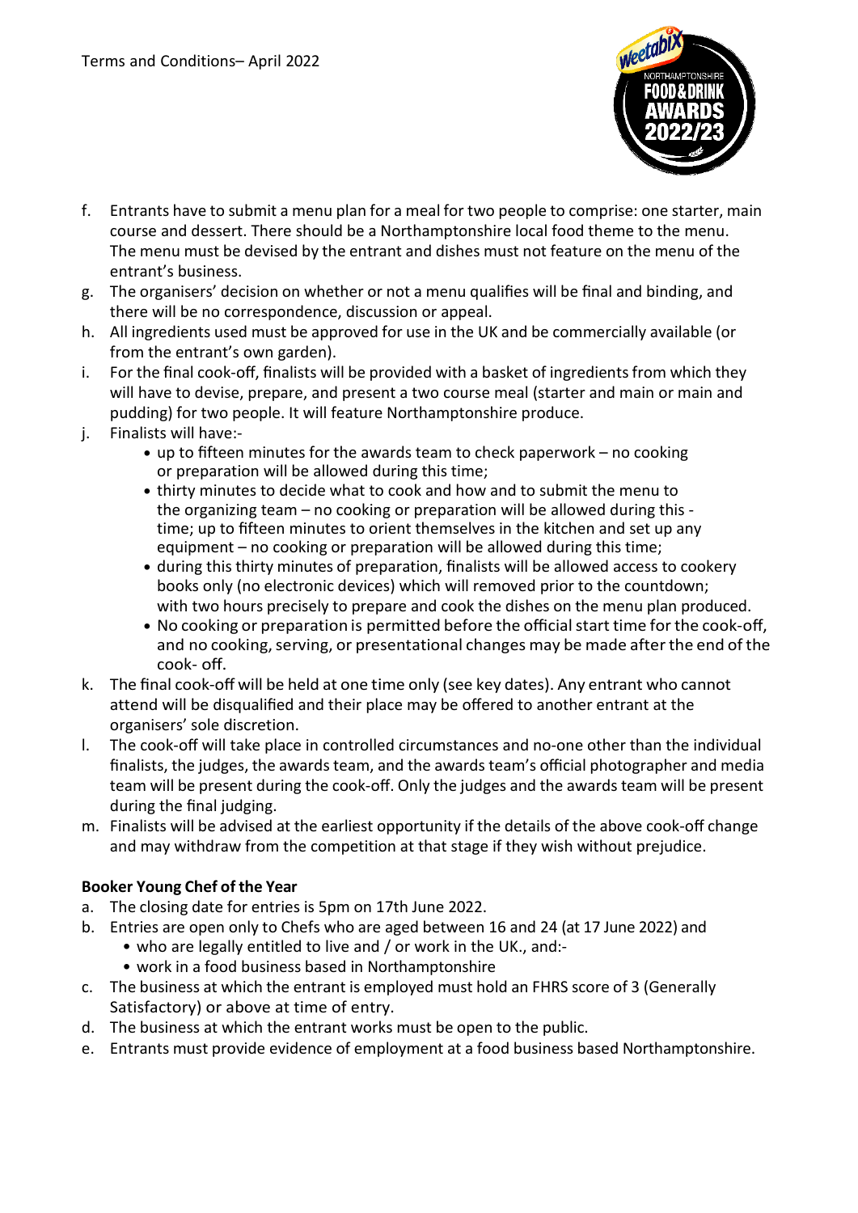Terms and Conditions– April 2022

f. Entrants have to submit a menu plan for a meal for two people to comprise: one starter, main course and dessert. There should be a Northamptonshire local food theme to the menu. The menu must be devised by the entrant and dishes must not feature on the menu of the entrant's business.
g. The organisers' decision on whether or not a menu qualifies will be final and binding, and there will be no correspondence, discussion or appeal.
h. All ingredients used must be approved for use in the UK and be commercially available (or from the entrant's own garden).
i. For the final cook-off, finalists will be provided with a basket of ingredients from which they will have to devise, prepare, and present a two course meal (starter and main or main and pudding) for two people. It will feature Northamptonshire produce.
j. Finalists will have:-
   - up to fifteen minutes for the awards team to check paperwork – no cooking or preparation will be allowed during this time;
   - thirty minutes to decide what to cook and how and to submit the menu to the organizing team – no cooking or preparation will be allowed during this - time; up to fifteen minutes to orient themselves in the kitchen and set up any equipment – no cooking or preparation will be allowed during this time;
   - during this thirty minutes of preparation, finalists will be allowed access to cookery books only (no electronic devices) which will removed prior to the countdown; with two hours precisely to prepare and cook the dishes on the menu plan produced.
   - No cooking or preparation is permitted before the official start time for the cook-off, and no cooking, serving, or presentational changes may be made after the end of the cook- off.
k. The final cook-off will be held at one time only (see key dates). Any entrant who cannot attend will be disqualified and their place may be offered to another entrant at the organisers' sole discretion.
l. The cook-off will take place in controlled circumstances and no-one other than the individual finalists, the judges, the awards team, and the awards team's official photographer and media team will be present during the cook-off. Only the judges and the awards team will be present during the final judging.
m. Finalists will be advised at the earliest opportunity if the details of the above cook-off change and may withdraw from the competition at that stage if they wish without prejudice.

**Booker Young Chef of the Year**

a. The closing date for entries is 5pm on 17th June 2022.
b. Entries are open only to Chefs who are aged between 16 and 24 (at 17 June 2022) and
   - who are legally entitled to live and / or work in the UK., and:-
   - work in a food business based in Northamptonshire
c. The business at which the entrant is employed must hold an FHRS score of 3 (Generally Satisfactory) or above at time of entry.
d. The business at which the entrant works must be open to the public.
e. Entrants must provide evidence of employment at a food business based Northamptonshire.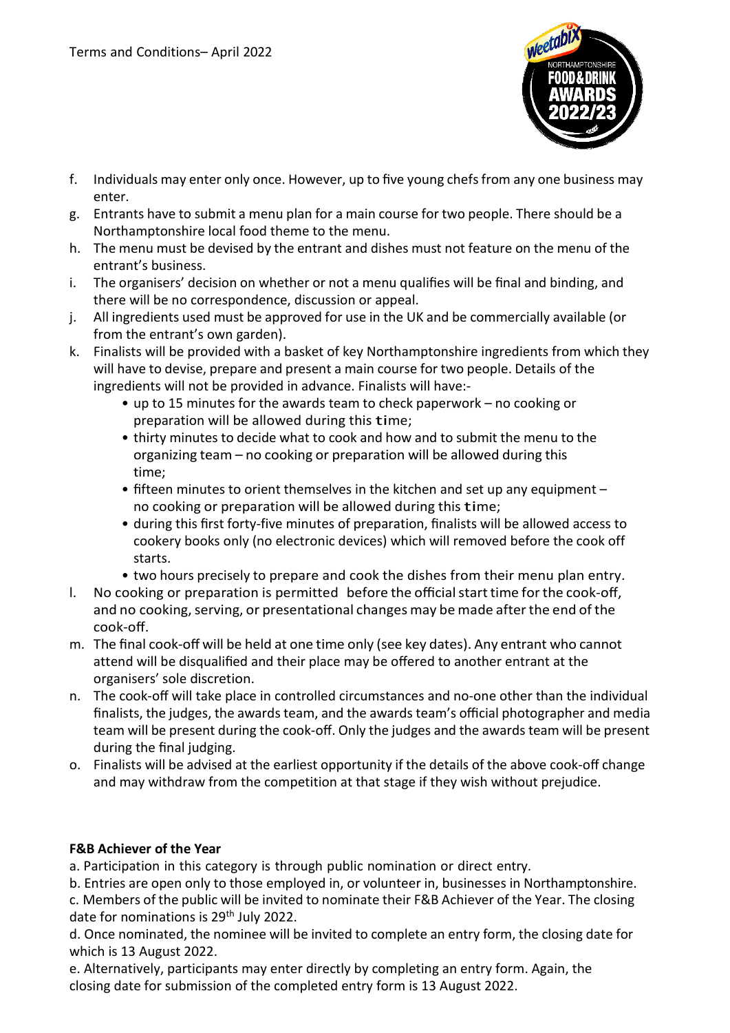f. Individuals may enter only once. However, up to five young chefs from any one business may enter.
g. Entrants have to submit a menu plan for a main course for two people. There should be a Northamptonshire local food theme to the menu.
h. The menu must be devised by the entrant and dishes must not feature on the menu of the entrant's business.
i. The organisers' decision on whether or not a menu qualifies will be final and binding, and there will be no correspondence, discussion or appeal.
j. All ingredients used must be approved for use in the UK and be commercially available (or from the entrant's own garden).
k. Finalists will be provided with a basket of key Northamptonshire ingredients from which they will have to devise, prepare and present a main course for two people. Details of the ingredients will not be provided in advance. Finalists will have:-
    - up to 15 minutes for the awards team to check paperwork – no cooking or preparation will be allowed during this time;
    - thirty minutes to decide what to cook and how and to submit the menu to the organizing team – no cooking or preparation will be allowed during this time;
    - fifteen minutes to orient themselves in the kitchen and set up any equipment – no cooking or preparation will be allowed during this time;
    - during this first forty-five minutes of preparation, finalists will be allowed access to cookery books only (no electronic devices) which will removed before the cook off starts.
    - two hours precisely to prepare and cook the dishes from their menu plan entry.
l. No cooking or preparation is permitted before the official start time for the cook-off, and no cooking, serving, or presentational changes may be made after the end of the cook-off.
m. The final cook-off will be held at one time only (see key dates). Any entrant who cannot attend will be disqualified and their place may be offered to another entrant at the organisers' sole discretion.
n. The cook-off will take place in controlled circumstances and no-one other than the individual finalists, the judges, the awards team, and the awards team's official photographer and media team will be present during the cook-off. Only the judges and the awards team will be present during the final judging.
o. Finalists will be advised at the earliest opportunity if the details of the above cook-off change and may withdraw from the competition at that stage if they wish without prejudice.

**F&B Achiever of the Year**

a. Participation in this category is through public nomination or direct entry.
b. Entries are open only to those employed in, or volunteer in, businesses in Northamptonshire.
c. Members of the public will be invited to nominate their F&B Achiever of the Year. The closing date for nominations is 29th July 2022.
d. Once nominated, the nominee will be invited to complete an entry form, the closing date for which is 13 August 2022.
e. Alternatively, participants may enter directly by completing an entry form. Again, the closing date for submission of the completed entry form is 13 August 2022.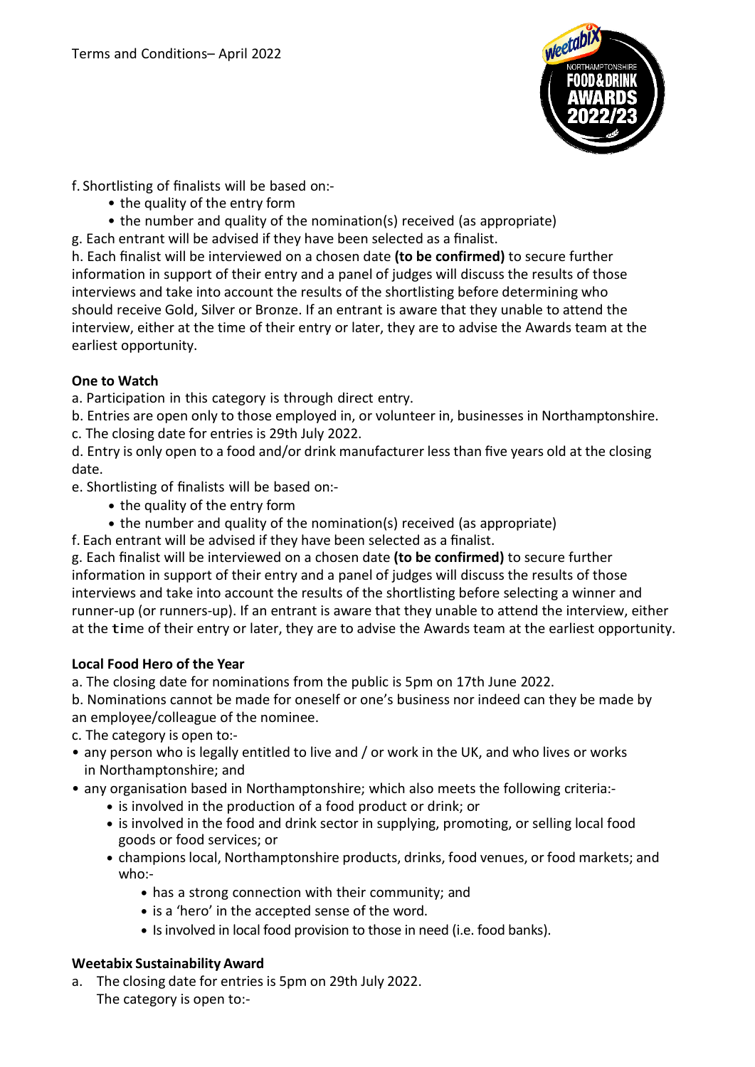Terms and Conditions– April 2022

f. Shortlisting of finalists will be based on:-
- the quality of the entry form
- the number and quality of the nomination(s) received (as appropriate)

g. Each entrant will be advised if they have been selected as a finalist.

h. Each finalist will be interviewed on a chosen date **(to be confirmed)** to secure further information in support of their entry and a panel of judges will discuss the results of those interviews and take into account the results of the shortlisting before determining who should receive Gold, Silver or Bronze. If an entrant is aware that they unable to attend the interview, either at the time of their entry or later, they are to advise the Awards team at the earliest opportunity.

**One to Watch**

a. Participation in this category is through direct entry.

b. Entries are open only to those employed in, or volunteer in, businesses in Northamptonshire.

c. The closing date for entries is 29th July 2022.

d. Entry is only open to a food and/or drink manufacturer less than five years old at the closing date.

e. Shortlisting of finalists will be based on:-
- the quality of the entry form
- the number and quality of the nomination(s) received (as appropriate)

f. Each entrant will be advised if they have been selected as a finalist.

g. Each finalist will be interviewed on a chosen date **(to be confirmed)** to secure further information in support of their entry and a panel of judges will discuss the results of those interviews and take into account the results of the shortlisting before selecting a winner and runner-up (or runners-up). If an entrant is aware that they unable to attend the interview, either at the time of their entry or later, they are to advise the Awards team at the earliest opportunity.

**Local Food Hero of the Year**

a. The closing date for nominations from the public is 5pm on 17th June 2022.

b. Nominations cannot be made for oneself or one's business nor indeed can they be made by an employee/colleague of the nominee.

c. The category is open to:-
- any person who is legally entitled to live and / or work in the UK, and who lives or works in Northamptonshire; and
- any organisation based in Northamptonshire; which also meets the following criteria:-
  - is involved in the production of a food product or drink; or
  - is involved in the food and drink sector in supplying, promoting, or selling local food goods or food services; or
  - champions local, Northamptonshire products, drinks, food venues, or food markets; and who:-
    - has a strong connection with their community; and
    - is a 'hero' in the accepted sense of the word.
    - Is involved in local food provision to those in need (i.e. food banks).

**Weetabix Sustainability Award**

a. The closing date for entries is 5pm on 29th July 2022.
   The category is open to:-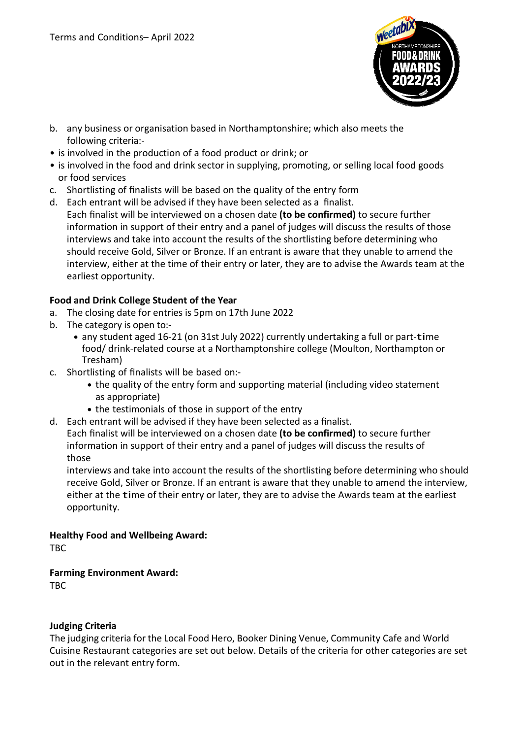b. any business or organisation based in Northamptonshire; which also meets the following criteria:-
- is involved in the production of a food product or drink; or
- is involved in the food and drink sector in supplying, promoting, or selling local food goods or food services

c. Shortlisting of finalists will be based on the quality of the entry form

d. Each entrant will be advised if they have been selected as a finalist. Each finalist will be interviewed on a chosen date **(to be confirmed)** to secure further information in support of their entry and a panel of judges will discuss the results of those interviews and take into account the results of the shortlisting before determining who should receive Gold, Silver or Bronze. If an entrant is aware that they unable to amend the interview, either at the time of their entry or later, they are to advise the Awards team at the earliest opportunity.

**Food and Drink College Student of the Year**

a. The closing date for entries is 5pm on 17th June 2022

b. The category is open to:-
   - any student aged 16-21 (on 31st July 2022) currently undertaking a full or part-time food/ drink-related course at a Northamptonshire college (Moulton, Northampton or Tresham)

c. Shortlisting of finalists will be based on:-
   - the quality of the entry form and supporting material (including video statement as appropriate)
   - the testimonials of those in support of the entry

d. Each entrant will be advised if they have been selected as a finalist. Each finalist will be interviewed on a chosen date **(to be confirmed)** to secure further information in support of their entry and a panel of judges will discuss the results of those interviews and take into account the results of the shortlisting before determining who should receive Gold, Silver or Bronze. If an entrant is aware that they unable to amend the interview, either at the time of their entry or later, they are to advise the Awards team at the earliest opportunity.

**Healthy Food and Wellbeing Award:**

TBC

**Farming Environment Award:**

TBC

**Judging Criteria**

The judging criteria for the Local Food Hero, Booker Dining Venue, Community Cafe and World Cuisine Restaurant categories are set out below. Details of the criteria for other categories are set out in the relevant entry form.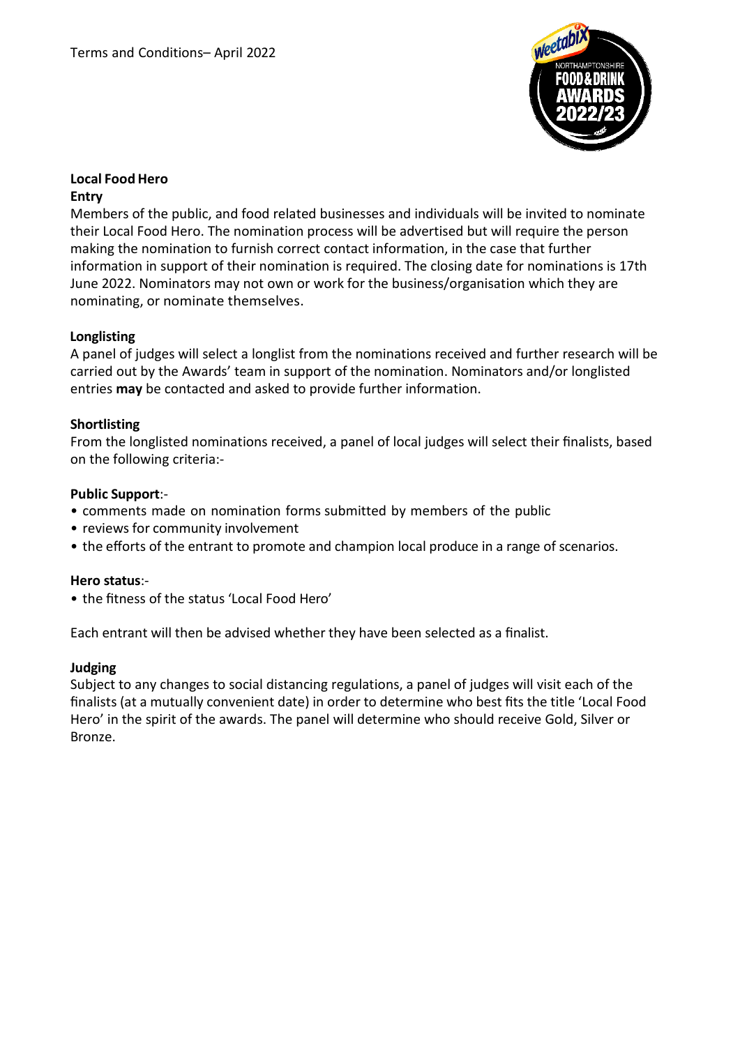Terms and Conditions– April 2022

**Local Food Hero**

**Entry**

Members of the public, and food related businesses and individuals will be invited to nominate their Local Food Hero. The nomination process will be advertised but will require the person making the nomination to furnish correct contact information, in the case that further information in support of their nomination is required. The closing date for nominations is 17th June 2022. Nominators may not own or work for the business/organisation which they are nominating, or nominate themselves.

**Longlisting**

A panel of judges will select a longlist from the nominations received and further research will be carried out by the Awards' team in support of the nomination. Nominators and/or longlisted entries **may** be contacted and asked to provide further information.

**Shortlisting**

From the longlisted nominations received, a panel of local judges will select their finalists, based on the following criteria:-

**Public Support**:-

- comments made on nomination forms submitted by members of the public
- reviews for community involvement
- the efforts of the entrant to promote and champion local produce in a range of scenarios.

**Hero status**:-

- the fitness of the status 'Local Food Hero'

Each entrant will then be advised whether they have been selected as a finalist.

**Judging**

Subject to any changes to social distancing regulations, a panel of judges will visit each of the finalists (at a mutually convenient date) in order to determine who best fits the title 'Local Food Hero' in the spirit of the awards. The panel will determine who should receive Gold, Silver or Bronze.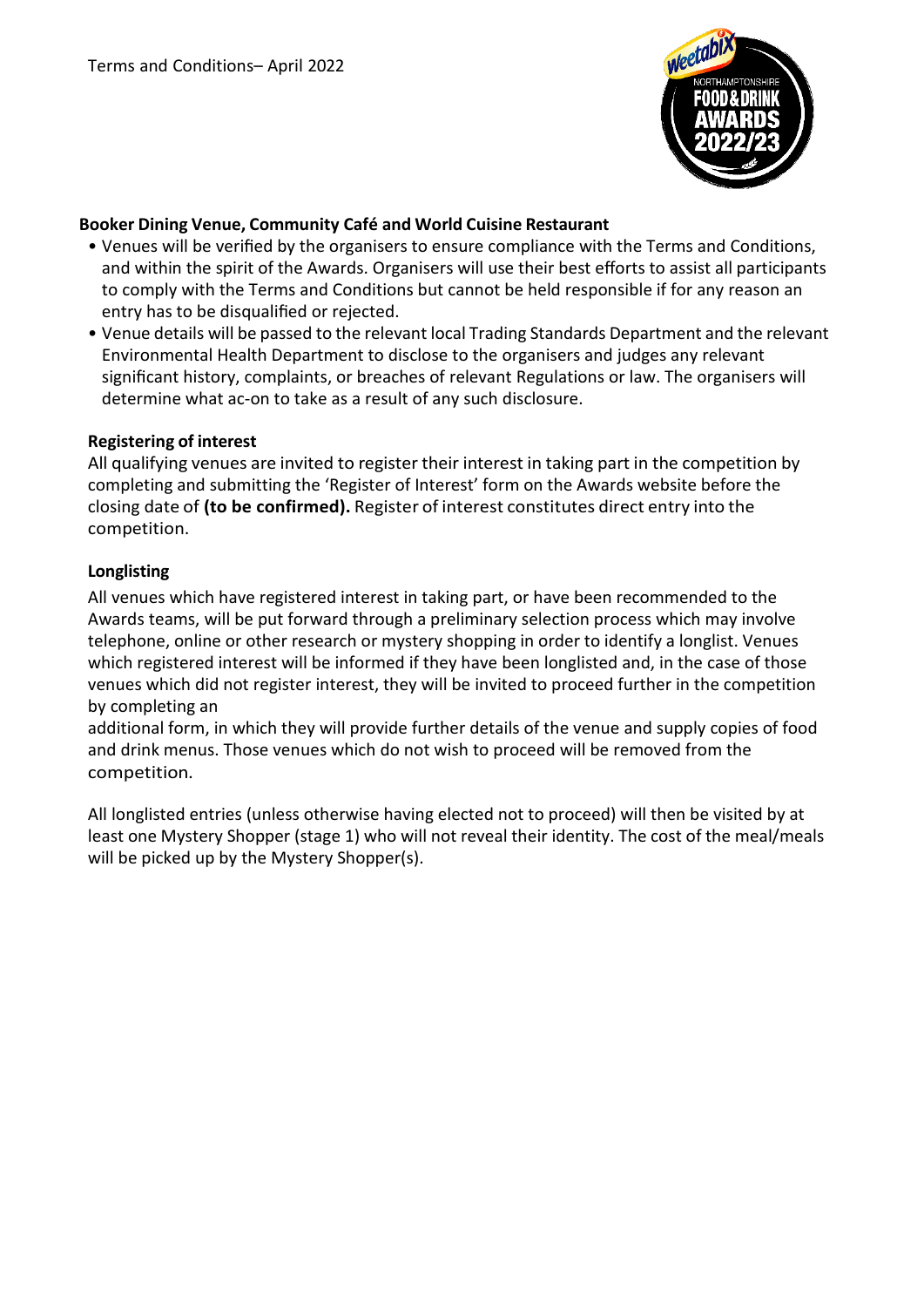Terms and Conditions– April 2022

**Booker Dining Venue, Community Café and World Cuisine Restaurant**

- Venues will be verified by the organisers to ensure compliance with the Terms and Conditions, and within the spirit of the Awards. Organisers will use their best efforts to assist all participants to comply with the Terms and Conditions but cannot be held responsible if for any reason an entry has to be disqualified or rejected.
- Venue details will be passed to the relevant local Trading Standards Department and the relevant Environmental Health Department to disclose to the organisers and judges any relevant significant history, complaints, or breaches of relevant Regulations or law. The organisers will determine what ac-on to take as a result of any such disclosure.

**Registering of interest**

All qualifying venues are invited to register their interest in taking part in the competition by completing and submitting the 'Register of Interest' form on the Awards website before the closing date of **(to be confirmed).** Register of interest constitutes direct entry into the competition.

**Longlisting**

All venues which have registered interest in taking part, or have been recommended to the Awards teams, will be put forward through a preliminary selection process which may involve telephone, online or other research or mystery shopping in order to identify a longlist. Venues which registered interest will be informed if they have been longlisted and, in the case of those venues which did not register interest, they will be invited to proceed further in the competition by completing an additional form, in which they will provide further details of the venue and supply copies of food and drink menus. Those venues which do not wish to proceed will be removed from the competition.

All longlisted entries (unless otherwise having elected not to proceed) will then be visited by at least one Mystery Shopper (stage 1) who will not reveal their identity. The cost of the meal/meals will be picked up by the Mystery Shopper(s).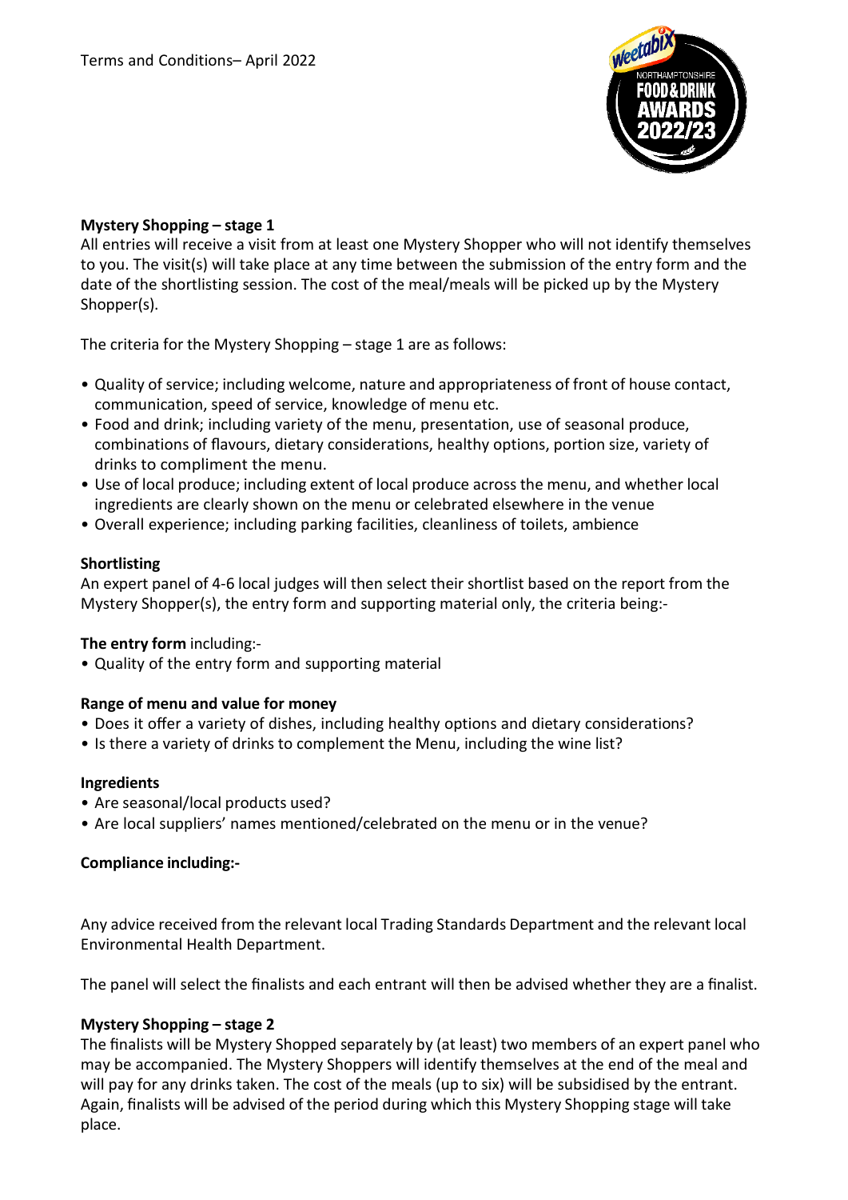Terms and Conditions– April 2022

**Mystery Shopping – stage 1**
All entries will receive a visit from at least one Mystery Shopper who will not identify themselves to you. The visit(s) will take place at any time between the submission of the entry form and the date of the shortlisting session. The cost of the meal/meals will be picked up by the Mystery Shopper(s).

The criteria for the Mystery Shopping – stage 1 are as follows:

- Quality of service; including welcome, nature and appropriateness of front of house contact, communication, speed of service, knowledge of menu etc.
- Food and drink; including variety of the menu, presentation, use of seasonal produce, combinations of flavours, dietary considerations, healthy options, portion size, variety of drinks to compliment the menu.
- Use of local produce; including extent of local produce across the menu, and whether local ingredients are clearly shown on the menu or celebrated elsewhere in the venue
- Overall experience; including parking facilities, cleanliness of toilets, ambience

**Shortlisting**
An expert panel of 4-6 local judges will then select their shortlist based on the report from the Mystery Shopper(s), the entry form and supporting material only, the criteria being:-

**The entry form** including:-
- Quality of the entry form and supporting material

**Range of menu and value for money**
- Does it offer a variety of dishes, including healthy options and dietary considerations?
- Is there a variety of drinks to complement the Menu, including the wine list?

**Ingredients**
- Are seasonal/local products used?
- Are local suppliers' names mentioned/celebrated on the menu or in the venue?

**Compliance including:-**

Any advice received from the relevant local Trading Standards Department and the relevant local Environmental Health Department.

The panel will select the finalists and each entrant will then be advised whether they are a finalist.

**Mystery Shopping – stage 2**
The finalists will be Mystery Shopped separately by (at least) two members of an expert panel who may be accompanied. The Mystery Shoppers will identify themselves at the end of the meal and will pay for any drinks taken. The cost of the meals (up to six) will be subsidised by the entrant. Again, finalists will be advised of the period during which this Mystery Shopping stage will take place.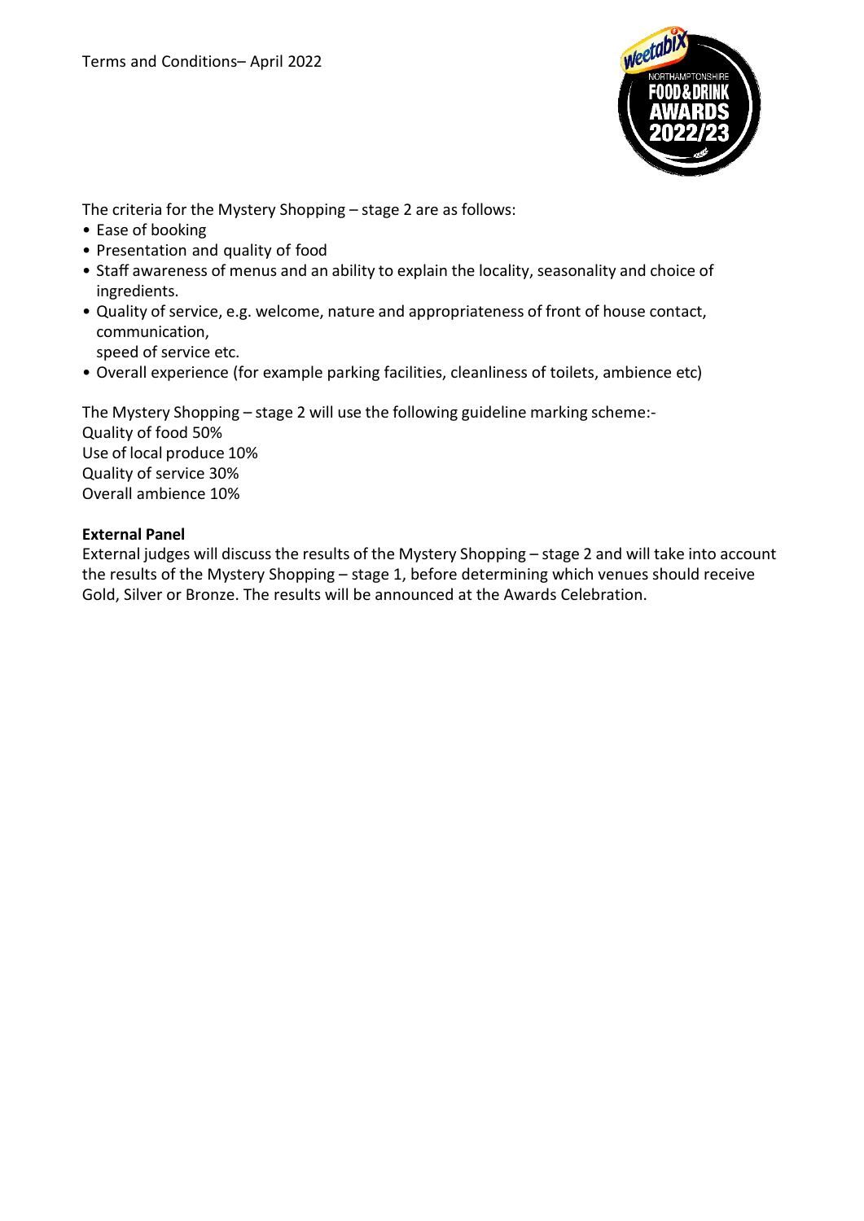The criteria for the Mystery Shopping – stage 2 are as follows:

- Ease of booking
- Presentation and quality of food
- Staff awareness of menus and an ability to explain the locality, seasonality and choice of ingredients.
- Quality of service, e.g. welcome, nature and appropriateness of front of house contact, communication,
  speed of service etc.
- Overall experience (for example parking facilities, cleanliness of toilets, ambience etc)

The Mystery Shopping – stage 2 will use the following guideline marking scheme:-
Quality of food 50%
Use of local produce 10%
Quality of service 30%
Overall ambience 10%

**External Panel**
External judges will discuss the results of the Mystery Shopping – stage 2 and will take into account the results of the Mystery Shopping – stage 1, before determining which venues should receive Gold, Silver or Bronze. The results will be announced at the Awards Celebration.